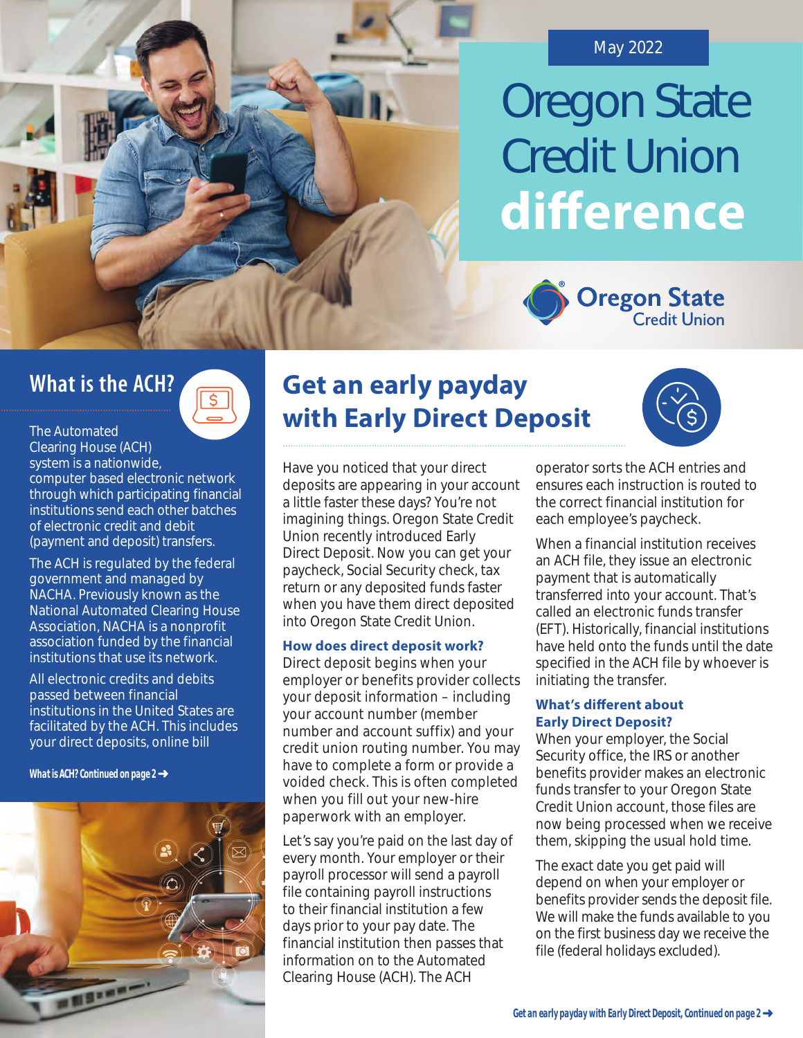May 2022

# Oregon State Credit Union **difference**

Oregon State Credit Union

## What is the ACH?

The Automated Clearing House (ACH) system is a nationwide, computer based electronic network through which participating financial institutions send each other batches of electronic credit and debit (payment and deposit) transfers.

The ACH is regulated by the federal government and managed by NACHA. Previously known as the National Automated Clearing House Association, NACHA is a nonprofit association funded by the financial institutions that use its network.

All electronic credits and debits passed between financial institutions in the United States are facilitated by the ACH. This includes your direct deposits, online bill

*What is ACH? Continued on page 2 ➔*

## Get an early payday with Early Direct Deposit

Have you noticed that your direct deposits are appearing in your account a little faster these days? You're not imagining things. Oregon State Credit Union recently introduced Early Direct Deposit. Now you can get your paycheck, Social Security check, tax return or any deposited funds faster when you have them direct deposited into Oregon State Credit Union.

### How does direct deposit work?

Direct deposit begins when your employer or benefits provider collects your deposit information – including your account number (member number and account suffix) and your credit union routing number. You may have to complete a form or provide a voided check. This is often completed when you fill out your new-hire paperwork with an employer.

Let's say you're paid on the last day of every month. Your employer or their payroll processor will send a payroll file containing payroll instructions to their financial institution a few days prior to your pay date. The financial institution then passes that information on to the Automated Clearing House (ACH). The ACH operator sorts the ACH entries and ensures each instruction is routed to the correct financial institution for each employee's paycheck.

When a financial institution receives an ACH file, they issue an electronic payment that is automatically transferred into your account. That's called an electronic funds transfer (EFT). Historically, financial institutions have held onto the funds until the date specified in the ACH file by whoever is initiating the transfer.

### What's different about Early Direct Deposit?

When your employer, the Social Security office, the IRS or another benefits provider makes an electronic funds transfer to your Oregon State Credit Union account, those files are now being processed when we receive them, skipping the usual hold time.

The exact date you get paid will depend on when your employer or benefits provider sends the deposit file. We will make the funds available to you on the first business day we receive the file (federal holidays excluded).

*Get an early payday with Early Direct Deposit, Continued on page 2 ➔*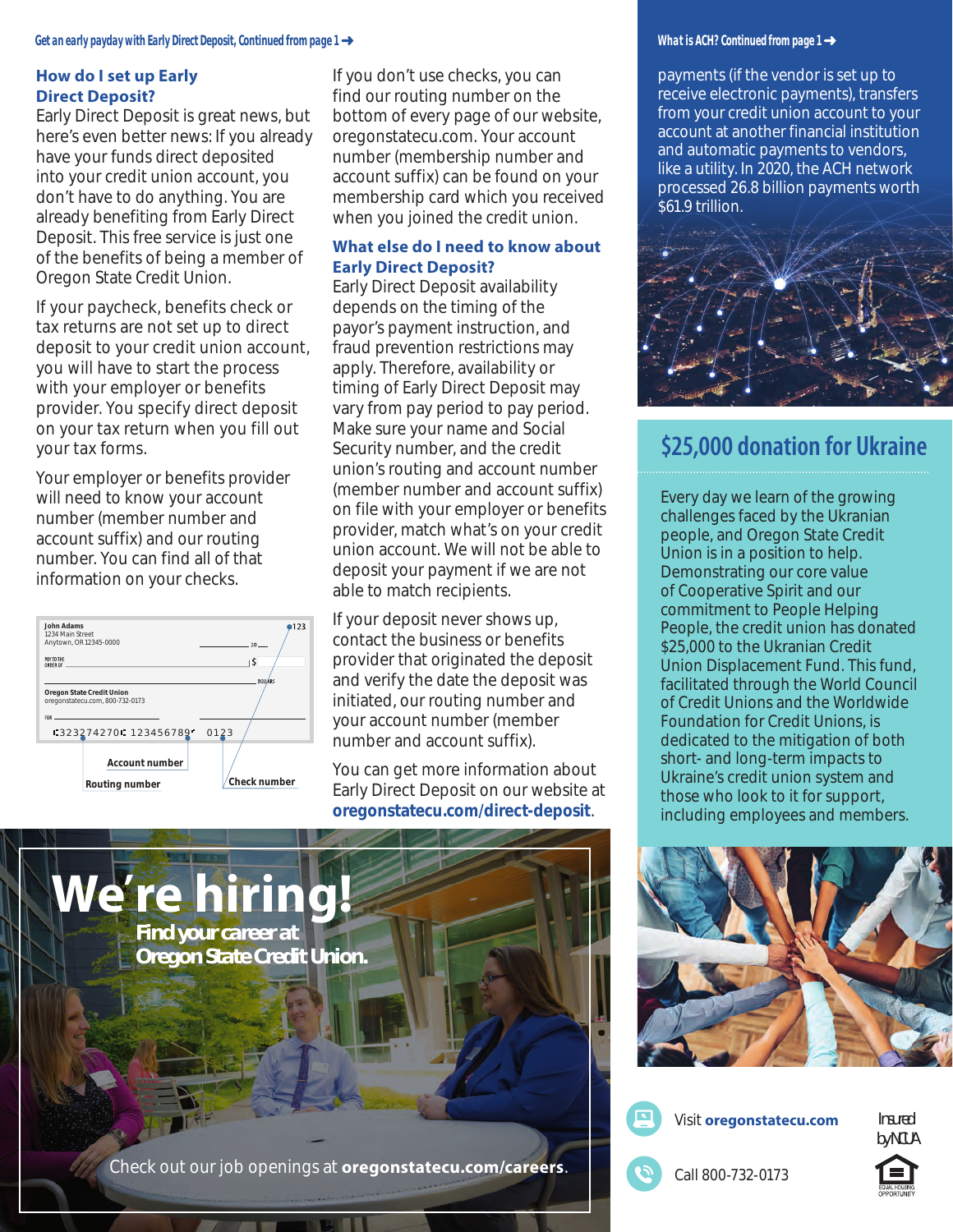*Get an early payday with Early Direct Deposit, Continued from page 1 →*

### How do I set up Early Direct Deposit?

Early Direct Deposit is great news, but here's even better news: If you already have your funds direct deposited into your credit union account, you don't have to do anything. You are already benefiting from Early Direct Deposit. This free service is just one of the benefits of being a member of Oregon State Credit Union.

If your paycheck, benefits check or tax returns are not set up to direct deposit to your credit union account, you will have to start the process with your employer or benefits provider. You specify direct deposit on your tax return when you fill out your tax forms.

Your employer or benefits provider will need to know your account number (member number and account suffix) and our routing number. You can find all of that information on your checks.

John Adams
1234 Main Street
Anytown, OR 12345-0000
0123
PAY TO THE ORDER OF
$
DOLLARS
Oregon State Credit Union
oregonstatecu.com, 800-732-0173
FOR
⑆323274270⑆ 123456789⑈ 0123
Account number
Routing number
Check number

If you don't use checks, you can find our routing number on the bottom of every page of our website, oregonstatecu.com. Your account number (membership number and account suffix) can be found on your membership card which you received when you joined the credit union.

### What else do I need to know about Early Direct Deposit?

Early Direct Deposit availability depends on the timing of the payor's payment instruction, and fraud prevention restrictions may apply. Therefore, availability or timing of Early Direct Deposit may vary from pay period to pay period. Make sure your name and Social Security number, and the credit union's routing and account number (member number and account suffix) on file with your employer or benefits provider, match what's on your credit union account. We will not be able to deposit your payment if we are not able to match recipients.

If your deposit never shows up, contact the business or benefits provider that originated the deposit and verify the date the deposit was initiated, our routing number and your account number (member number and account suffix).

You can get more information about Early Direct Deposit on our website at **oregonstatecu.com/direct-deposit**.

# We're hiring!

**Find your career at Oregon State Credit Union.**

Check out our job openings at **oregonstatecu.com/careers**.

*What is ACH? Continued from page 1 →*

payments (if the vendor is set up to receive electronic payments), transfers from your credit union account to your account at another financial institution and automatic payments to vendors, like a utility. In 2020, the ACH network processed 26.8 billion payments worth $61.9 trillion.

## $25,000 donation for Ukraine

Every day we learn of the growing challenges faced by the Ukranian people, and Oregon State Credit Union is in a position to help. Demonstrating our core value of Cooperative Spirit and our commitment to People Helping People, the credit union has donated $25,000 to the Ukranian Credit Union Displacement Fund. This fund, facilitated through the World Council of Credit Unions and the Worldwide Foundation for Credit Unions, is dedicated to the mitigation of both short- and long-term impacts to Ukraine's credit union system and those who look to it for support, including employees and members.

Visit **oregonstatecu.com**

Call 800-732-0173

Insured by NCUA

EQUAL HOUSING OPPORTUNITY